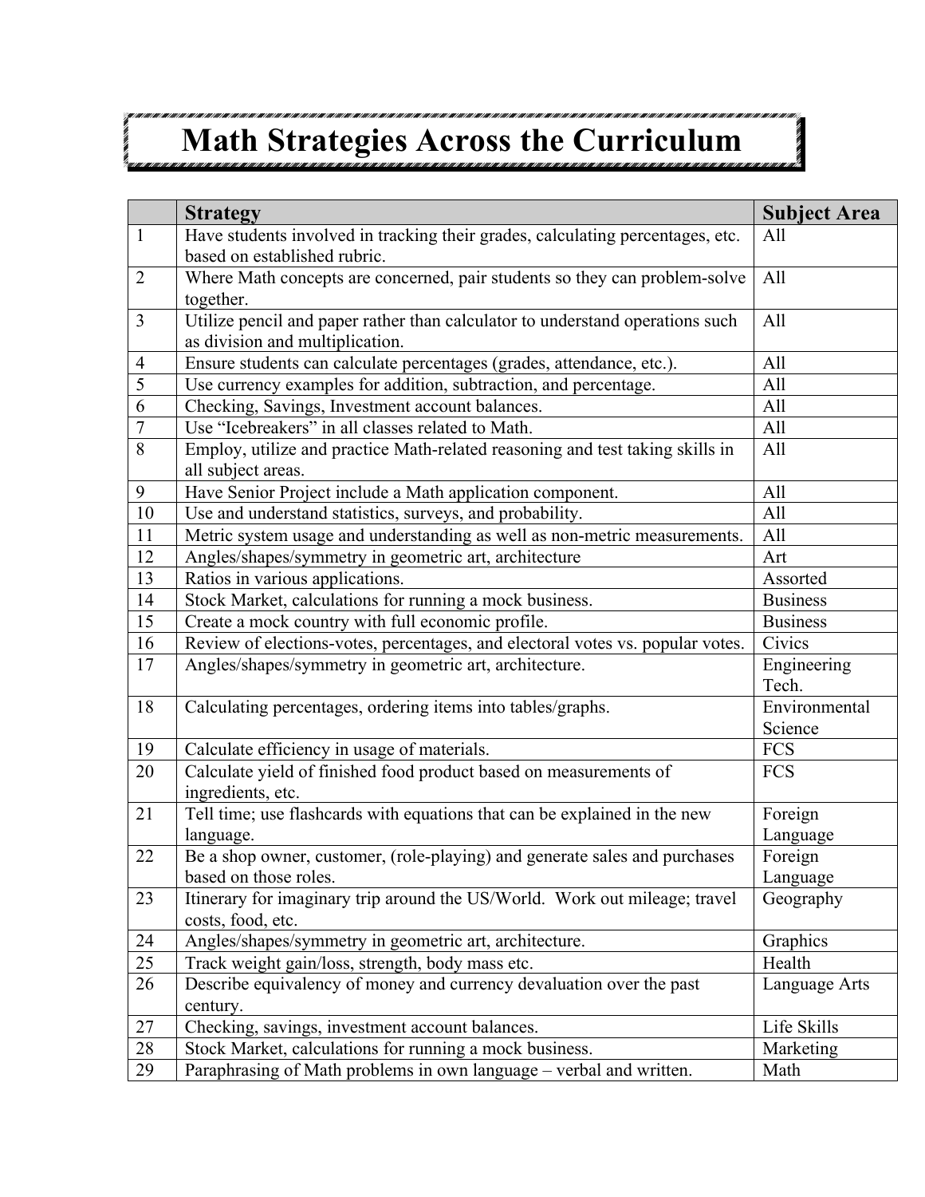# Math Strategies Across the Curriculum

| | Strategy | Subject Area |
|---|---|---|
| 1 | Have students involved in tracking their grades, calculating percentages, etc. based on established rubric. | All |
| 2 | Where Math concepts are concerned, pair students so they can problem-solve together. | All |
| 3 | Utilize pencil and paper rather than calculator to understand operations such as division and multiplication. | All |
| 4 | Ensure students can calculate percentages (grades, attendance, etc.). | All |
| 5 | Use currency examples for addition, subtraction, and percentage. | All |
| 6 | Checking, Savings, Investment account balances. | All |
| 7 | Use "Icebreakers" in all classes related to Math. | All |
| 8 | Employ, utilize and practice Math-related reasoning and test taking skills in all subject areas. | All |
| 9 | Have Senior Project include a Math application component. | All |
| 10 | Use and understand statistics, surveys, and probability. | All |
| 11 | Metric system usage and understanding as well as non-metric measurements. | All |
| 12 | Angles/shapes/symmetry in geometric art, architecture | Art |
| 13 | Ratios in various applications. | Assorted |
| 14 | Stock Market, calculations for running a mock business. | Business |
| 15 | Create a mock country with full economic profile. | Business |
| 16 | Review of elections-votes, percentages, and electoral votes vs. popular votes. | Civics |
| 17 | Angles/shapes/symmetry in geometric art, architecture. | Engineering Tech. |
| 18 | Calculating percentages, ordering items into tables/graphs. | Environmental Science |
| 19 | Calculate efficiency in usage of materials. | FCS |
| 20 | Calculate yield of finished food product based on measurements of ingredients, etc. | FCS |
| 21 | Tell time; use flashcards with equations that can be explained in the new language. | Foreign Language |
| 22 | Be a shop owner, customer, (role-playing) and generate sales and purchases based on those roles. | Foreign Language |
| 23 | Itinerary for imaginary trip around the US/World. Work out mileage; travel costs, food, etc. | Geography |
| 24 | Angles/shapes/symmetry in geometric art, architecture. | Graphics |
| 25 | Track weight gain/loss, strength, body mass etc. | Health |
| 26 | Describe equivalency of money and currency devaluation over the past century. | Language Arts |
| 27 | Checking, savings, investment account balances. | Life Skills |
| 28 | Stock Market, calculations for running a mock business. | Marketing |
| 29 | Paraphrasing of Math problems in own language – verbal and written. | Math |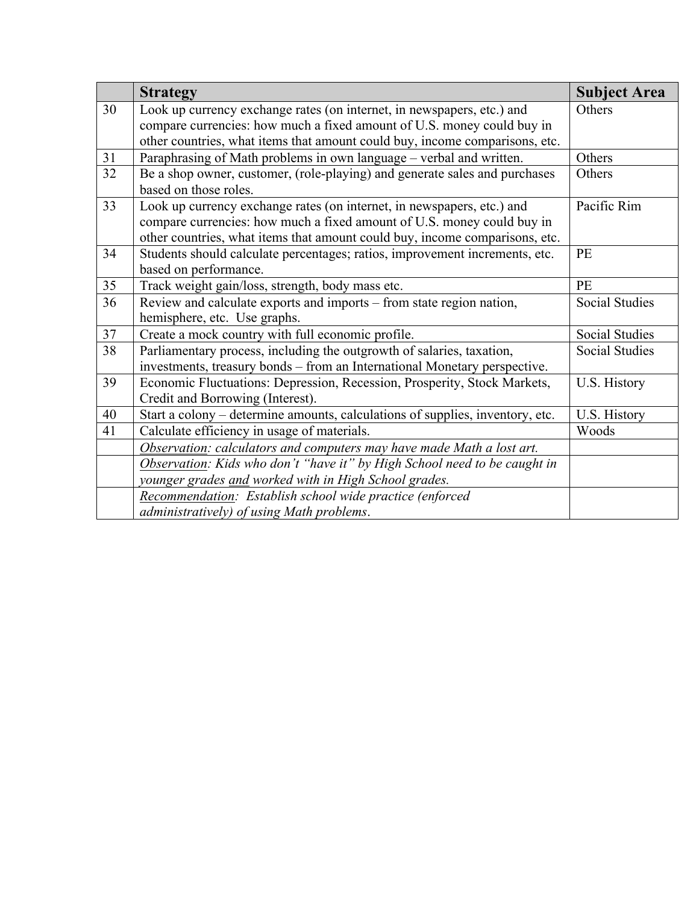| | Strategy | Subject Area |
|---|---|---|
| 30 | Look up currency exchange rates (on internet, in newspapers, etc.) and compare currencies: how much a fixed amount of U.S. money could buy in other countries, what items that amount could buy, income comparisons, etc. | Others |
| 31 | Paraphrasing of Math problems in own language – verbal and written. | Others |
| 32 | Be a shop owner, customer, (role-playing) and generate sales and purchases based on those roles. | Others |
| 33 | Look up currency exchange rates (on internet, in newspapers, etc.) and compare currencies: how much a fixed amount of U.S. money could buy in other countries, what items that amount could buy, income comparisons, etc. | Pacific Rim |
| 34 | Students should calculate percentages; ratios, improvement increments, etc. based on performance. | PE |
| 35 | Track weight gain/loss, strength, body mass etc. | PE |
| 36 | Review and calculate exports and imports – from state region nation, hemisphere, etc. Use graphs. | Social Studies |
| 37 | Create a mock country with full economic profile. | Social Studies |
| 38 | Parliamentary process, including the outgrowth of salaries, taxation, investments, treasury bonds – from an International Monetary perspective. | Social Studies |
| 39 | Economic Fluctuations: Depression, Recession, Prosperity, Stock Markets, Credit and Borrowing (Interest). | U.S. History |
| 40 | Start a colony – determine amounts, calculations of supplies, inventory, etc. | U.S. History |
| 41 | Calculate efficiency in usage of materials. | Woods |
| | *Observation: calculators and computers may have made Math a lost art.* | |
| | *Observation: Kids who don't "have it" by High School need to be caught in younger grades and worked with in High School grades.* | |
| | *Recommendation: Establish school wide practice (enforced administratively) of using Math problems.* | |